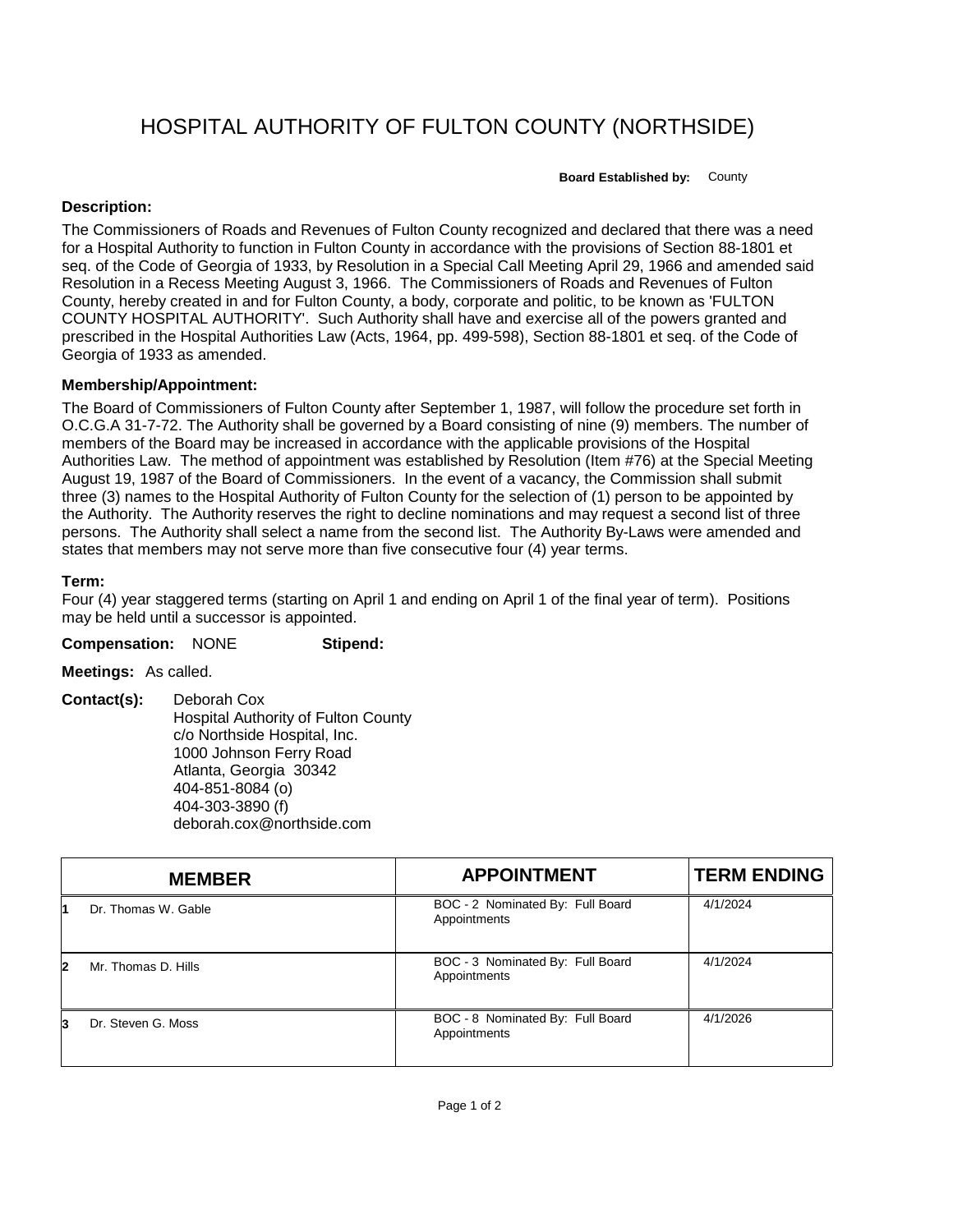# HOSPITAL AUTHORITY OF FULTON COUNTY (NORTHSIDE)

**Board Established by:** County

**Description:**

The Commissioners of Roads and Revenues of Fulton County recognized and declared that there was a need for a Hospital Authority to function in Fulton County in accordance with the provisions of Section 88-1801 et seq. of the Code of Georgia of 1933, by Resolution in a Special Call Meeting April 29, 1966 and amended said Resolution in a Recess Meeting August 3, 1966. The Commissioners of Roads and Revenues of Fulton County, hereby created in and for Fulton County, a body, corporate and politic, to be known as 'FULTON COUNTY HOSPITAL AUTHORITY'. Such Authority shall have and exercise all of the powers granted and prescribed in the Hospital Authorities Law (Acts, 1964, pp. 499-598), Section 88-1801 et seq. of the Code of Georgia of 1933 as amended.

**Membership/Appointment:**

The Board of Commissioners of Fulton County after September 1, 1987, will follow the procedure set forth in O.C.G.A 31-7-72. The Authority shall be governed by a Board consisting of nine (9) members. The number of members of the Board may be increased in accordance with the applicable provisions of the Hospital Authorities Law. The method of appointment was established by Resolution (Item #76) at the Special Meeting August 19, 1987 of the Board of Commissioners. In the event of a vacancy, the Commission shall submit three (3) names to the Hospital Authority of Fulton County for the selection of (1) person to be appointed by the Authority. The Authority reserves the right to decline nominations and may request a second list of three persons. The Authority shall select a name from the second list. The Authority By-Laws were amended and states that members may not serve more than five consecutive four (4) year terms.

**Term:**

Four (4) year staggered terms (starting on April 1 and ending on April 1 of the final year of term). Positions may be held until a successor is appointed.

**Compensation:** NONE **Stipend:**

**Meetings:** As called.

**Contact(s):** Deborah Cox
Hospital Authority of Fulton County
c/o Northside Hospital, Inc.
1000 Johnson Ferry Road
Atlanta, Georgia 30342
404-851-8084 (o)
404-303-3890 (f)
deborah.cox@northside.com

| | MEMBER | APPOINTMENT | TERM ENDING |
|---|---|---|---|
| 1 | Dr. Thomas W. Gable | BOC - 2 Nominated By: Full Board Appointments | 4/1/2024 |
| 2 | Mr. Thomas D. Hills | BOC - 3 Nominated By: Full Board Appointments | 4/1/2024 |
| 3 | Dr. Steven G. Moss | BOC - 8 Nominated By: Full Board Appointments | 4/1/2026 |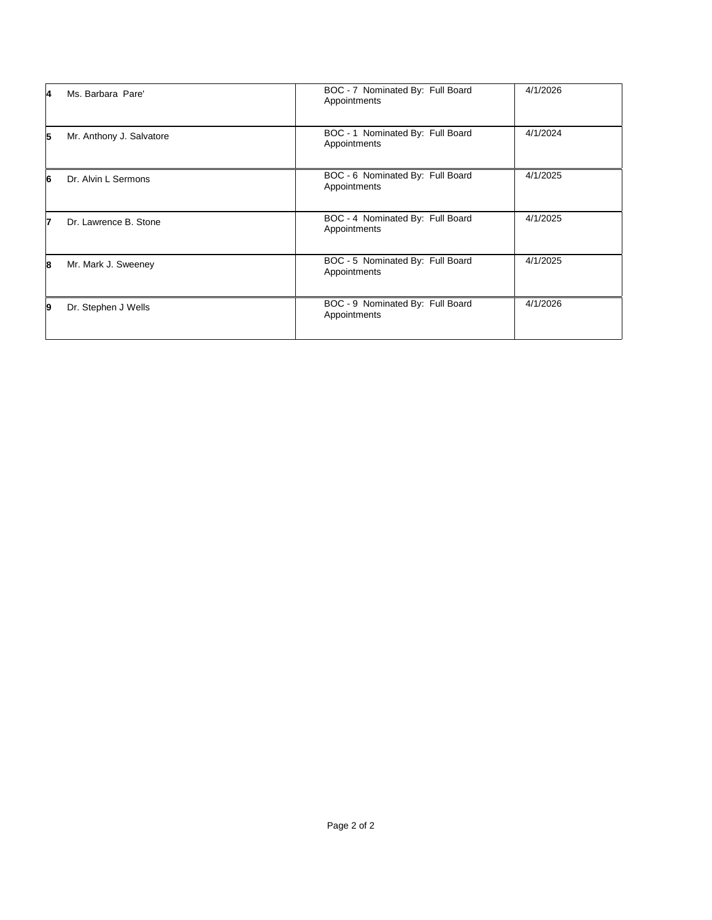| | | | |
|---|---|---|---|
| **4** | Ms. Barbara Pare' | BOC - 7 Nominated By: Full Board Appointments | 4/1/2026 |
| **5** | Mr. Anthony J. Salvatore | BOC - 1 Nominated By: Full Board Appointments | 4/1/2024 |
| **6** | Dr. Alvin L Sermons | BOC - 6 Nominated By: Full Board Appointments | 4/1/2025 |
| **7** | Dr. Lawrence B. Stone | BOC - 4 Nominated By: Full Board Appointments | 4/1/2025 |
| **8** | Mr. Mark J. Sweeney | BOC - 5 Nominated By: Full Board Appointments | 4/1/2025 |
| **9** | Dr. Stephen J Wells | BOC - 9 Nominated By: Full Board Appointments | 4/1/2026 |